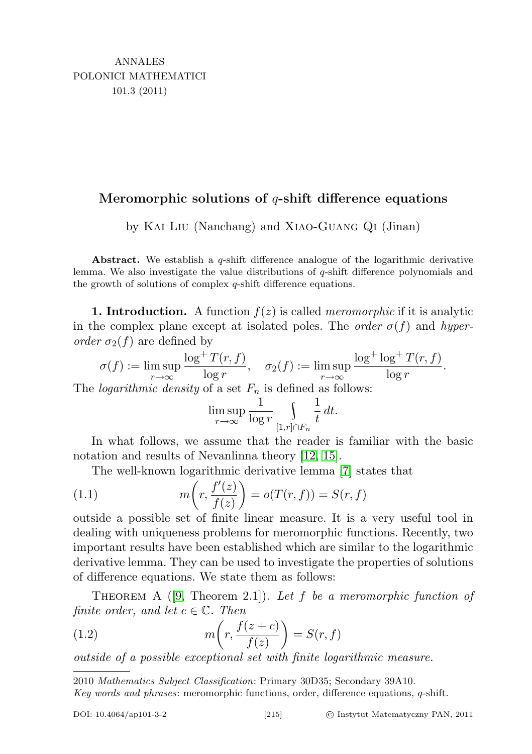ANNALES
POLONICI MATHEMATICI
101.3 (2011)

# Meromorphic solutions of $q$-shift difference equations

by Kai Liu (Nanchang) and Xiao-Guang Qi (Jinan)

**Abstract.** We establish a $q$-shift difference analogue of the logarithmic derivative lemma. We also investigate the value distributions of $q$-shift difference polynomials and the growth of solutions of complex $q$-shift difference equations.

**1. Introduction.** A function $f(z)$ is called *meromorphic* if it is analytic in the complex plane except at isolated poles. The *order* $\sigma(f)$ and *hyper-order* $\sigma_2(f)$ are defined by

$$\sigma(f) := \limsup_{r\to\infty} \frac{\log^+ T(r,f)}{\log r}, \quad \sigma_2(f) := \limsup_{r\to\infty} \frac{\log^+\log^+ T(r,f)}{\log r}.$$

The *logarithmic density* of a set $F_n$ is defined as follows:

$$\limsup_{r\to\infty} \frac{1}{\log r} \int\limits_{[1,r]\cap F_n} \frac{1}{t}\,dt.$$

In what follows, we assume that the reader is familiar with the basic notation and results of Nevanlinna theory [12, 15].

The well-known logarithmic derivative lemma [7] states that

$$m\left(r, \frac{f'(z)}{f(z)}\right) = o(T(r,f)) = S(r,f) \tag{1.1}$$

outside a possible set of finite linear measure. It is a very useful tool in dealing with uniqueness problems for meromorphic functions. Recently, two important results have been established which are similar to the logarithmic derivative lemma. They can be used to investigate the properties of solutions of difference equations. We state them as follows:

Theorem A ([9, Theorem 2.1]). *Let $f$ be a meromorphic function of finite order, and let $c \in \mathbb{C}$. Then*

$$m\left(r, \frac{f(z+c)}{f(z)}\right) = S(r,f) \tag{1.2}$$

*outside of a possible exceptional set with finite logarithmic measure.*

---

2010 *Mathematics Subject Classification*: Primary 30D35; Secondary 39A10.

*Key words and phrases*: meromorphic functions, order, difference equations, $q$-shift.

DOI: 10.4064/ap101-3-2 © Instytut Matematyczny PAN, 2011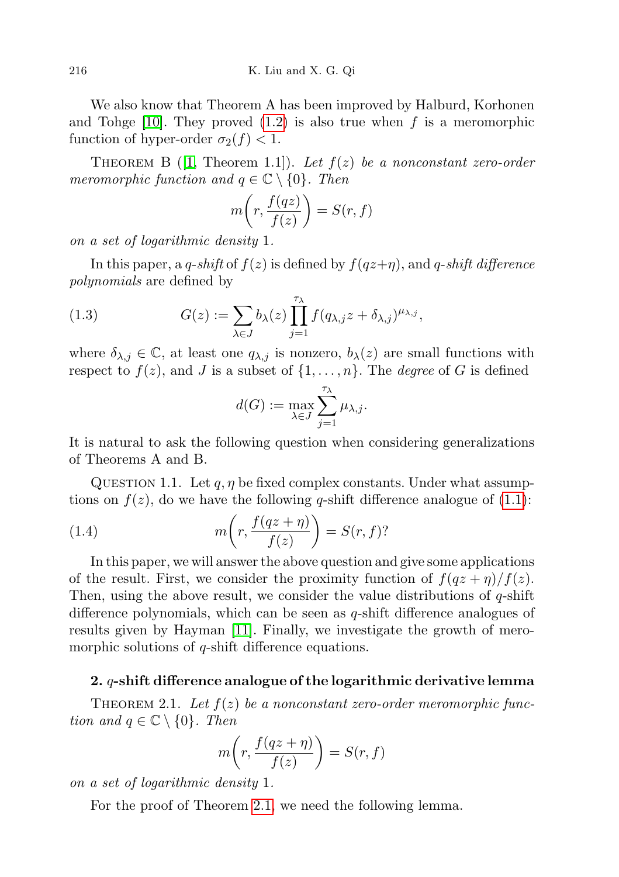We also know that Theorem A has been improved by Halburd, Korhonen and Tohge [10]. They proved (1.2) is also true when $f$ is a meromorphic function of hyper-order $\sigma_2(f) < 1$.

Theorem B ([1, Theorem 1.1]). *Let $f(z)$ be a nonconstant zero-order meromorphic function and $q \in \mathbb{C} \setminus \{0\}$. Then*

$$m\left(r, \frac{f(qz)}{f(z)}\right) = S(r, f)$$

*on a set of logarithmic density* 1.

In this paper, a *q-shift* of $f(z)$ is defined by $f(qz+\eta)$, and *q-shift difference polynomials* are defined by

$$G(z) := \sum_{\lambda \in J} b_\lambda(z) \prod_{j=1}^{\tau_\lambda} f(q_{\lambda,j} z + \delta_{\lambda,j})^{\mu_{\lambda,j}}, \tag{1.3}$$

where $\delta_{\lambda,j} \in \mathbb{C}$, at least one $q_{\lambda,j}$ is nonzero, $b_\lambda(z)$ are small functions with respect to $f(z)$, and $J$ is a subset of $\{1, \dots, n\}$. The *degree* of $G$ is defined

$$d(G) := \max_{\lambda \in J} \sum_{j=1}^{\tau_\lambda} \mu_{\lambda,j}.$$

It is natural to ask the following question when considering generalizations of Theorems A and B.

Question 1.1. Let $q, \eta$ be fixed complex constants. Under what assumptions on $f(z)$, do we have the following $q$-shift difference analogue of (1.1):

$$m\left(r, \frac{f(qz+\eta)}{f(z)}\right) = S(r, f)? \tag{1.4}$$

In this paper, we will answer the above question and give some applications of the result. First, we consider the proximity function of $f(qz+\eta)/f(z)$. Then, using the above result, we consider the value distributions of $q$-shift difference polynomials, which can be seen as $q$-shift difference analogues of results given by Hayman [11]. Finally, we investigate the growth of meromorphic solutions of $q$-shift difference equations.

## 2. $q$-shift difference analogue of the logarithmic derivative lemma

Theorem 2.1. *Let $f(z)$ be a nonconstant zero-order meromorphic function and $q \in \mathbb{C} \setminus \{0\}$. Then*

$$m\left(r, \frac{f(qz+\eta)}{f(z)}\right) = S(r, f)$$

*on a set of logarithmic density* 1.

For the proof of Theorem 2.1, we need the following lemma.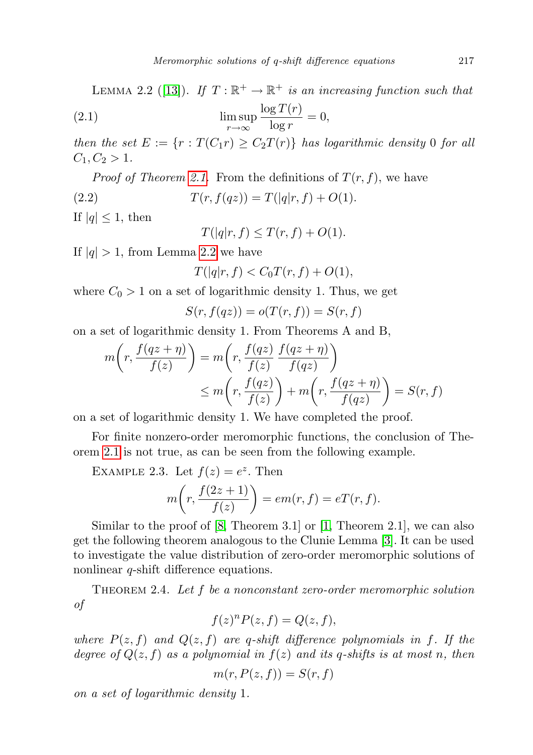Lemma 2.2 ([13]). *If $T : \mathbb{R}^+ \to \mathbb{R}^+$ is an increasing function such that*

$$\limsup_{r\to\infty} \frac{\log T(r)}{\log r} = 0, \tag{2.1}$$

*then the set $E := \{r : T(C_1 r) \geq C_2 T(r)\}$ has logarithmic density 0 for all $C_1, C_2 > 1$.*

*Proof of Theorem 2.1.* From the definitions of $T(r,f)$, we have

$$T(r, f(qz)) = T(|q|r, f) + O(1). \tag{2.2}$$

If $|q| \leq 1$, then

$$T(|q|r, f) \leq T(r,f) + O(1).$$

If $|q| > 1$, from Lemma 2.2 we have

$$T(|q|r, f) < C_0 T(r,f) + O(1),$$

where $C_0 > 1$ on a set of logarithmic density 1. Thus, we get

$$S(r, f(qz)) = o(T(r,f)) = S(r,f)$$

on a set of logarithmic density 1. From Theorems A and B,

$$\begin{aligned} m\left(r, \frac{f(qz+\eta)}{f(z)}\right) &= m\left(r, \frac{f(qz)}{f(z)} \frac{f(qz+\eta)}{f(qz)}\right) \\ &\leq m\left(r, \frac{f(qz)}{f(z)}\right) + m\left(r, \frac{f(qz+\eta)}{f(qz)}\right) = S(r,f) \end{aligned}$$

on a set of logarithmic density 1. We have completed the proof.

For finite nonzero-order meromorphic functions, the conclusion of Theorem 2.1 is not true, as can be seen from the following example.

Example 2.3. Let $f(z) = e^z$. Then

$$m\left(r, \frac{f(2z+1)}{f(z)}\right) = em(r,f) = eT(r,f).$$

Similar to the proof of [8, Theorem 3.1] or [1, Theorem 2.1], we can also get the following theorem analogous to the Clunie Lemma [3]. It can be used to investigate the value distribution of zero-order meromorphic solutions of nonlinear $q$-shift difference equations.

Theorem 2.4. *Let $f$ be a nonconstant zero-order meromorphic solution of*

$$f(z)^n P(z,f) = Q(z,f),$$

*where $P(z,f)$ and $Q(z,f)$ are $q$-shift difference polynomials in $f$. If the degree of $Q(z,f)$ as a polynomial in $f(z)$ and its $q$-shifts is at most $n$, then*

$$m(r, P(z,f)) = S(r,f)$$

*on a set of logarithmic density 1.*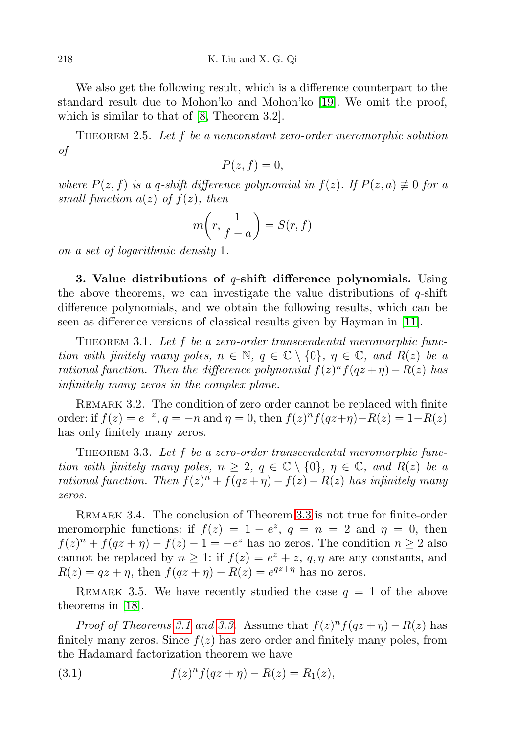We also get the following result, which is a difference counterpart to the standard result due to Mohon'ko and Mohon'ko [19]. We omit the proof, which is similar to that of [8, Theorem 3.2].

Theorem 2.5. *Let $f$ be a nonconstant zero-order meromorphic solution of*

$$P(z,f)=0,$$

*where $P(z,f)$ is a $q$-shift difference polynomial in $f(z)$. If $P(z,a)\not\equiv 0$ for a small function $a(z)$ of $f(z)$, then*

$$m\left(r,\frac{1}{f-a}\right)=S(r,f)$$

*on a set of logarithmic density* 1.

**3. Value distributions of $q$-shift difference polynomials.** Using the above theorems, we can investigate the value distributions of $q$-shift difference polynomials, and we obtain the following results, which can be seen as difference versions of classical results given by Hayman in [11].

Theorem 3.1. *Let $f$ be a zero-order transcendental meromorphic function with finitely many poles, $n\in\mathbb{N}$, $q\in\mathbb{C}\setminus\{0\}$, $\eta\in\mathbb{C}$, and $R(z)$ be a rational function. Then the difference polynomial $f(z)^nf(qz+\eta)-R(z)$ has infinitely many zeros in the complex plane.*

Remark 3.2. The condition of zero order cannot be replaced with finite order: if $f(z)=e^{-z}$, $q=-n$ and $\eta=0$, then $f(z)^nf(qz+\eta)-R(z)=1-R(z)$ has only finitely many zeros.

Theorem 3.3. *Let $f$ be a zero-order transcendental meromorphic function with finitely many poles, $n\geq 2$, $q\in\mathbb{C}\setminus\{0\}$, $\eta\in\mathbb{C}$, and $R(z)$ be a rational function. Then $f(z)^n+f(qz+\eta)-f(z)-R(z)$ has infinitely many zeros.*

Remark 3.4. The conclusion of Theorem 3.3 is not true for finite-order meromorphic functions: if $f(z)=1-e^z$, $q=n=2$ and $\eta=0$, then $f(z)^n+f(qz+\eta)-f(z)-1=-e^z$ has no zeros. The condition $n\geq 2$ also cannot be replaced by $n\geq 1$: if $f(z)=e^z+z$, $q,\eta$ are any constants, and $R(z)=qz+\eta$, then $f(qz+\eta)-R(z)=e^{qz+\eta}$ has no zeros.

Remark 3.5. We have recently studied the case $q=1$ of the above theorems in [18].

*Proof of Theorems 3.1 and 3.3.* Assume that $f(z)^nf(qz+\eta)-R(z)$ has finitely many zeros. Since $f(z)$ has zero order and finitely many poles, from the Hadamard factorization theorem we have

$$f(z)^nf(qz+\eta)-R(z)=R_1(z), \tag{3.1}$$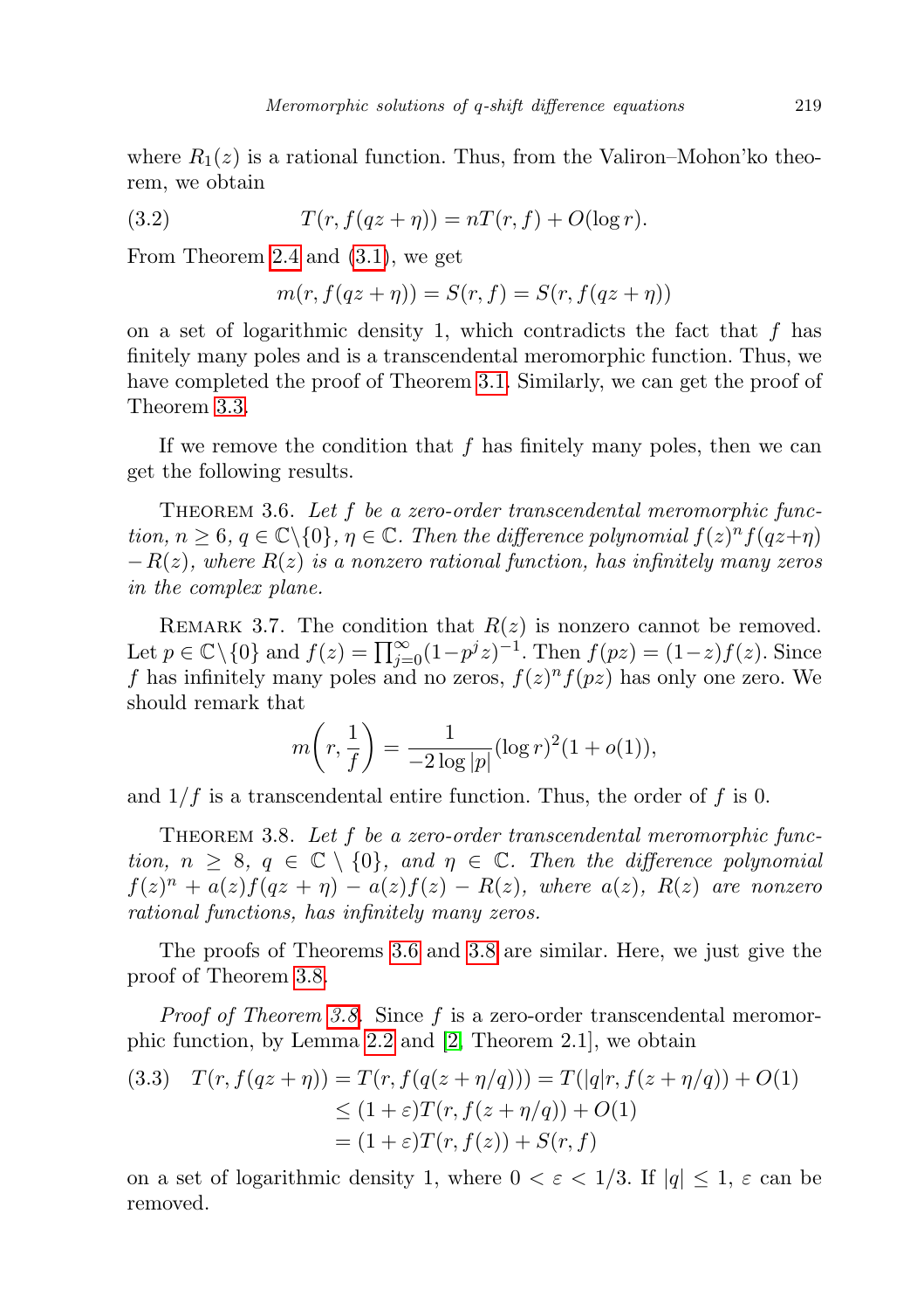where $R_1(z)$ is a rational function. Thus, from the Valiron–Mohon'ko theorem, we obtain

$$T(r, f(qz+\eta)) = nT(r, f) + O(\log r). \tag{3.2}$$

From Theorem 2.4 and (3.1), we get

$$m(r, f(qz+\eta)) = S(r, f) = S(r, f(qz+\eta))$$

on a set of logarithmic density 1, which contradicts the fact that $f$ has finitely many poles and is a transcendental meromorphic function. Thus, we have completed the proof of Theorem 3.1. Similarly, we can get the proof of Theorem 3.3.

If we remove the condition that $f$ has finitely many poles, then we can get the following results.

Theorem 3.6. *Let $f$ be a zero-order transcendental meromorphic function, $n \geq 6$, $q \in \mathbb{C}\setminus\{0\}$, $\eta \in \mathbb{C}$. Then the difference polynomial $f(z)^n f(qz+\eta) - R(z)$, where $R(z)$ is a nonzero rational function, has infinitely many zeros in the complex plane.*

Remark 3.7. The condition that $R(z)$ is nonzero cannot be removed. Let $p \in \mathbb{C}\setminus\{0\}$ and $f(z) = \prod_{j=0}^{\infty}(1-p^j z)^{-1}$. Then $f(pz) = (1-z)f(z)$. Since $f$ has infinitely many poles and no zeros, $f(z)^n f(pz)$ has only one zero. We should remark that

$$m\left(r, \frac{1}{f}\right) = \frac{1}{-2\log|p|}(\log r)^2(1+o(1)),$$

and $1/f$ is a transcendental entire function. Thus, the order of $f$ is 0.

Theorem 3.8. *Let $f$ be a zero-order transcendental meromorphic function, $n \geq 8$, $q \in \mathbb{C}\setminus\{0\}$, and $\eta \in \mathbb{C}$. Then the difference polynomial $f(z)^n + a(z)f(qz+\eta) - a(z)f(z) - R(z)$, where $a(z)$, $R(z)$ are nonzero rational functions, has infinitely many zeros.*

The proofs of Theorems 3.6 and 3.8 are similar. Here, we just give the proof of Theorem 3.8.

*Proof of Theorem 3.8.* Since $f$ is a zero-order transcendental meromorphic function, by Lemma 2.2 and [2, Theorem 2.1], we obtain

$$\begin{aligned} T(r, f(qz+\eta)) &= T(r, f(q(z+\eta/q))) = T(|q|r, f(z+\eta/q)) + O(1) \\ &\leq (1+\varepsilon)T(r, f(z+\eta/q)) + O(1) \\ &= (1+\varepsilon)T(r, f(z)) + S(r, f) \end{aligned} \tag{3.3}$$

on a set of logarithmic density 1, where $0 < \varepsilon < 1/3$. If $|q| \leq 1$, $\varepsilon$ can be removed.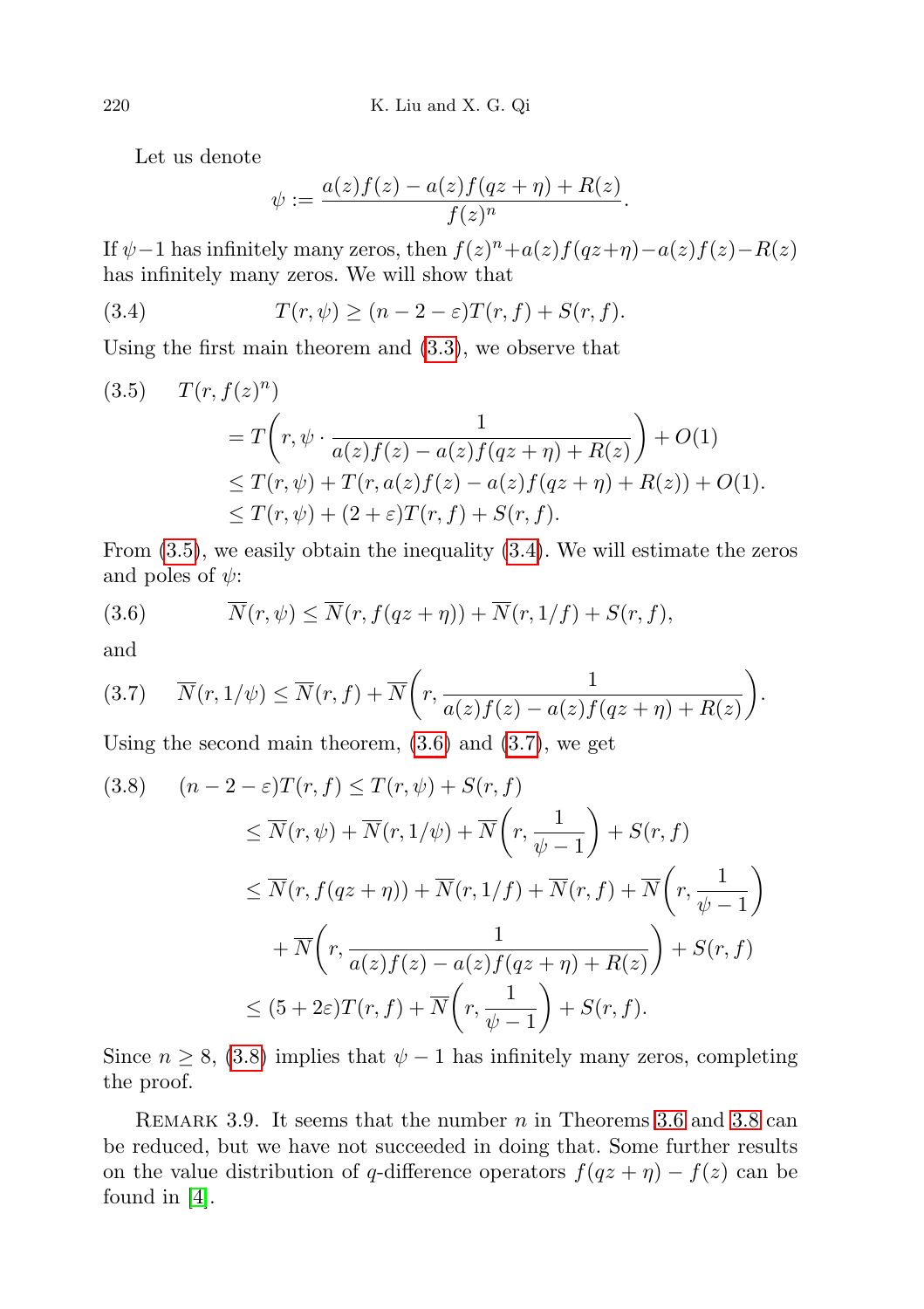Let us denote

$$\psi := \frac{a(z)f(z) - a(z)f(qz+\eta) + R(z)}{f(z)^n}.$$

If $\psi - 1$ has infinitely many zeros, then $f(z)^n + a(z)f(qz+\eta) - a(z)f(z) - R(z)$ has infinitely many zeros. We will show that

$$T(r,\psi) \geq (n-2-\varepsilon)T(r,f) + S(r,f). \tag{3.4}$$

Using the first main theorem and (3.3), we observe that

$$\begin{aligned}
T(r,f(z)^n) &= T\left(r, \psi \cdot \frac{1}{a(z)f(z) - a(z)f(qz+\eta) + R(z)}\right) + O(1) \\
&\leq T(r,\psi) + T(r, a(z)f(z) - a(z)f(qz+\eta) + R(z)) + O(1). \\
&\leq T(r,\psi) + (2+\varepsilon)T(r,f) + S(r,f).
\end{aligned} \tag{3.5}$$

From (3.5), we easily obtain the inequality (3.4). We will estimate the zeros and poles of $\psi$:

$$\overline{N}(r,\psi) \leq \overline{N}(r, f(qz+\eta)) + \overline{N}(r, 1/f) + S(r,f), \tag{3.6}$$

and

$$\overline{N}(r,1/\psi) \leq \overline{N}(r,f) + \overline{N}\left(r, \frac{1}{a(z)f(z) - a(z)f(qz+\eta) + R(z)}\right). \tag{3.7}$$

Using the second main theorem, (3.6) and (3.7), we get

$$\begin{aligned}
(n-2-\varepsilon)T(r,f) &\leq T(r,\psi) + S(r,f) \\
&\leq \overline{N}(r,\psi) + \overline{N}(r,1/\psi) + \overline{N}\left(r, \frac{1}{\psi - 1}\right) + S(r,f) \\
&\leq \overline{N}(r, f(qz+\eta)) + \overline{N}(r,1/f) + \overline{N}(r,f) + \overline{N}\left(r, \frac{1}{\psi-1}\right) \\
&\quad + \overline{N}\left(r, \frac{1}{a(z)f(z) - a(z)f(qz+\eta) + R(z)}\right) + S(r,f) \\
&\leq (5+2\varepsilon)T(r,f) + \overline{N}\left(r, \frac{1}{\psi - 1}\right) + S(r,f).
\end{aligned} \tag{3.8}$$

Since $n \geq 8$, (3.8) implies that $\psi - 1$ has infinitely many zeros, completing the proof.

Remark 3.9. It seems that the number $n$ in Theorems 3.6 and 3.8 can be reduced, but we have not succeeded in doing that. Some further results on the value distribution of $q$-difference operators $f(qz+\eta) - f(z)$ can be found in [4].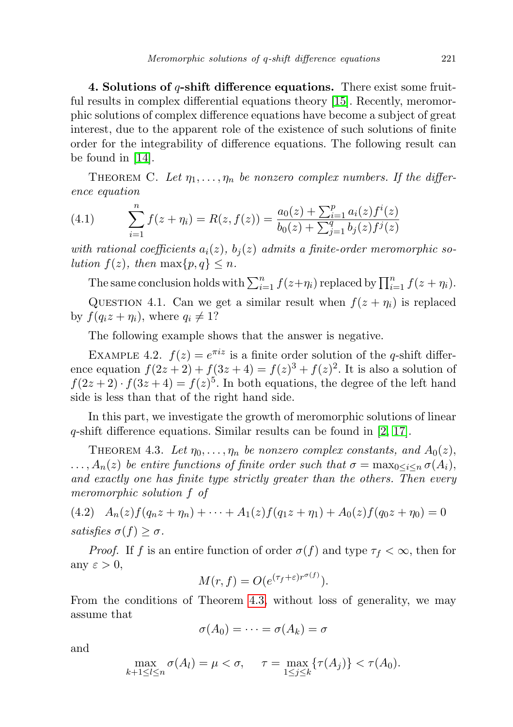**4. Solutions of $q$-shift difference equations.** There exist some fruitful results in complex differential equations theory [15]. Recently, meromorphic solutions of complex difference equations have become a subject of great interest, due to the apparent role of the existence of such solutions of finite order for the integrability of difference equations. The following result can be found in [14].

Theorem C. *Let $\eta_1, \dots, \eta_n$ be nonzero complex numbers. If the difference equation*

$$\sum_{i=1}^{n} f(z+\eta_i) = R(z, f(z)) = \frac{a_0(z) + \sum_{i=1}^{p} a_i(z) f^i(z)}{b_0(z) + \sum_{j=1}^{q} b_j(z) f^j(z)} \tag{4.1}$$

*with rational coefficients $a_i(z)$, $b_j(z)$ admits a finite-order meromorphic solution $f(z)$, then* $\max\{p, q\} \le n$.

The same conclusion holds with $\sum_{i=1}^{n} f(z+\eta_i)$ replaced by $\prod_{i=1}^{n} f(z+\eta_i)$.

Question 4.1. Can we get a similar result when $f(z+\eta_i)$ is replaced by $f(q_i z + \eta_i)$, where $q_i \neq 1$?

The following example shows that the answer is negative.

Example 4.2. $f(z) = e^{\pi i z}$ is a finite order solution of the $q$-shift difference equation $f(2z+2) + f(3z+4) = f(z)^3 + f(z)^2$. It is also a solution of $f(2z+2) \cdot f(3z+4) = f(z)^5$. In both equations, the degree of the left hand side is less than that of the right hand side.

In this part, we investigate the growth of meromorphic solutions of linear $q$-shift difference equations. Similar results can be found in [2, 17].

Theorem 4.3. *Let $\eta_0, \dots, \eta_n$ be nonzero complex constants, and $A_0(z), \dots, A_n(z)$ be entire functions of finite order such that $\sigma = \max_{0 \le i \le n} \sigma(A_i)$, and exactly one has finite type strictly greater than the others. Then every meromorphic solution $f$ of*

$$A_n(z) f(q_n z + \eta_n) + \dots + A_1(z) f(q_1 z + \eta_1) + A_0(z) f(q_0 z + \eta_0) = 0 \tag{4.2}$$

*satisfies $\sigma(f) \ge \sigma$.*

*Proof.* If $f$ is an entire function of order $\sigma(f)$ and type $\tau_f < \infty$, then for any $\varepsilon > 0$,

$$M(r, f) = O(e^{(\tau_f + \varepsilon) r^{\sigma(f)}}).$$

From the conditions of Theorem 4.3, without loss of generality, we may assume that

$$\sigma(A_0) = \dots = \sigma(A_k) = \sigma$$

and

$$\max_{k+1 \le l \le n} \sigma(A_l) = \mu < \sigma, \qquad \tau = \max_{1 \le j \le k} \{\tau(A_j)\} < \tau(A_0).$$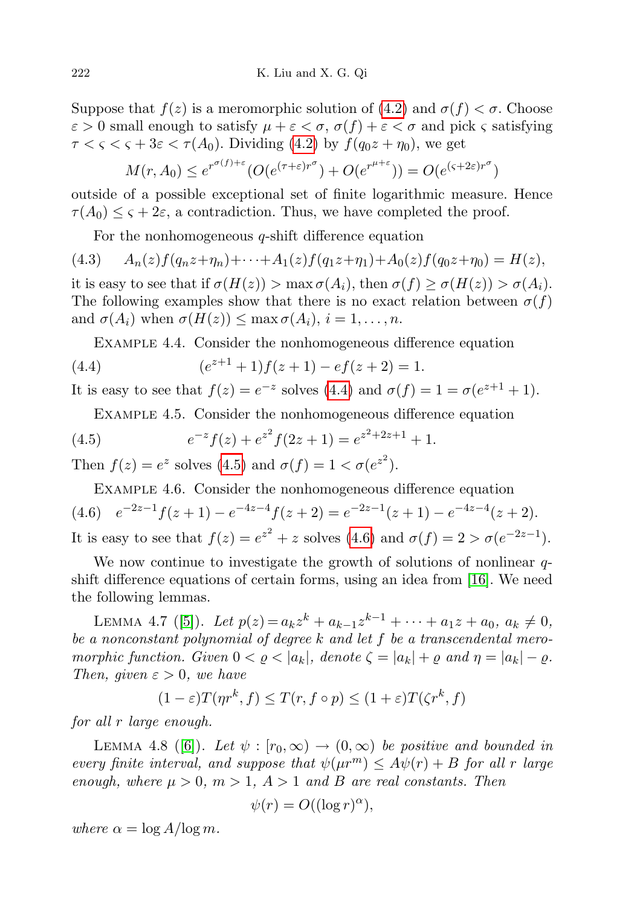Suppose that $f(z)$ is a meromorphic solution of (4.2) and $\sigma(f) < \sigma$. Choose $\varepsilon > 0$ small enough to satisfy $\mu + \varepsilon < \sigma$, $\sigma(f) + \varepsilon < \sigma$ and pick $\varsigma$ satisfying $\tau < \varsigma < \varsigma + 3\varepsilon < \tau(A_0)$. Dividing (4.2) by $f(q_0 z + \eta_0)$, we get

$$M(r, A_0) \leq e^{r^{\sigma(f)+\varepsilon}}(O(e^{(\tau+\varepsilon)r^{\sigma}}) + O(e^{r^{\mu+\varepsilon}})) = O(e^{(\varsigma+2\varepsilon)r^{\sigma}})$$

outside of a possible exceptional set of finite logarithmic measure. Hence $\tau(A_0) \leq \varsigma + 2\varepsilon$, a contradiction. Thus, we have completed the proof.

For the nonhomogeneous $q$-shift difference equation

$$A_n(z)f(q_n z+\eta_n)+\cdots+A_1(z)f(q_1 z+\eta_1)+A_0(z)f(q_0 z+\eta_0) = H(z), \tag{4.3}$$

it is easy to see that if $\sigma(H(z)) > \max \sigma(A_i)$, then $\sigma(f) \geq \sigma(H(z)) > \sigma(A_i)$. The following examples show that there is no exact relation between $\sigma(f)$ and $\sigma(A_i)$ when $\sigma(H(z)) \leq \max \sigma(A_i)$, $i = 1, \dots, n$.

Example 4.4. Consider the nonhomogeneous difference equation

$$(e^{z+1} + 1)f(z + 1) - ef(z + 2) = 1. \tag{4.4}$$

It is easy to see that $f(z) = e^{-z}$ solves (4.4) and $\sigma(f) = 1 = \sigma(e^{z+1} + 1)$.

Example 4.5. Consider the nonhomogeneous difference equation

$$e^{-z}f(z) + e^{z^2}f(2z + 1) = e^{z^2+2z+1} + 1. \tag{4.5}$$

Then $f(z) = e^z$ solves (4.5) and $\sigma(f) = 1 < \sigma(e^{z^2})$.

Example 4.6. Consider the nonhomogeneous difference equation

$$e^{-2z-1}f(z + 1) - e^{-4z-4}f(z + 2) = e^{-2z-1}(z + 1) - e^{-4z-4}(z + 2). \tag{4.6}$$

It is easy to see that $f(z) = e^{z^2} + z$ solves (4.6) and $\sigma(f) = 2 > \sigma(e^{-2z-1})$.

We now continue to investigate the growth of solutions of nonlinear $q$-shift difference equations of certain forms, using an idea from [16]. We need the following lemmas.

Lemma 4.7 ([5]). *Let $p(z) = a_k z^k + a_{k-1}z^{k-1} + \cdots + a_1 z + a_0$, $a_k \neq 0$, be a nonconstant polynomial of degree $k$ and let $f$ be a transcendental meromorphic function. Given $0 < \varrho < |a_k|$, denote $\zeta = |a_k| + \varrho$ and $\eta = |a_k| - \varrho$. Then, given $\varepsilon > 0$, we have*

$$(1 - \varepsilon)T(\eta r^k, f) \leq T(r, f \circ p) \leq (1 + \varepsilon)T(\zeta r^k, f)$$

*for all $r$ large enough.*

Lemma 4.8 ([6]). *Let $\psi : [r_0, \infty) \to (0, \infty)$ be positive and bounded in every finite interval, and suppose that $\psi(\mu r^m) \leq A\psi(r) + B$ for all $r$ large enough, where $\mu > 0$, $m > 1$, $A > 1$ and $B$ are real constants. Then*

$$\psi(r) = O((\log r)^{\alpha}),$$

*where $\alpha = \log A/\log m$.*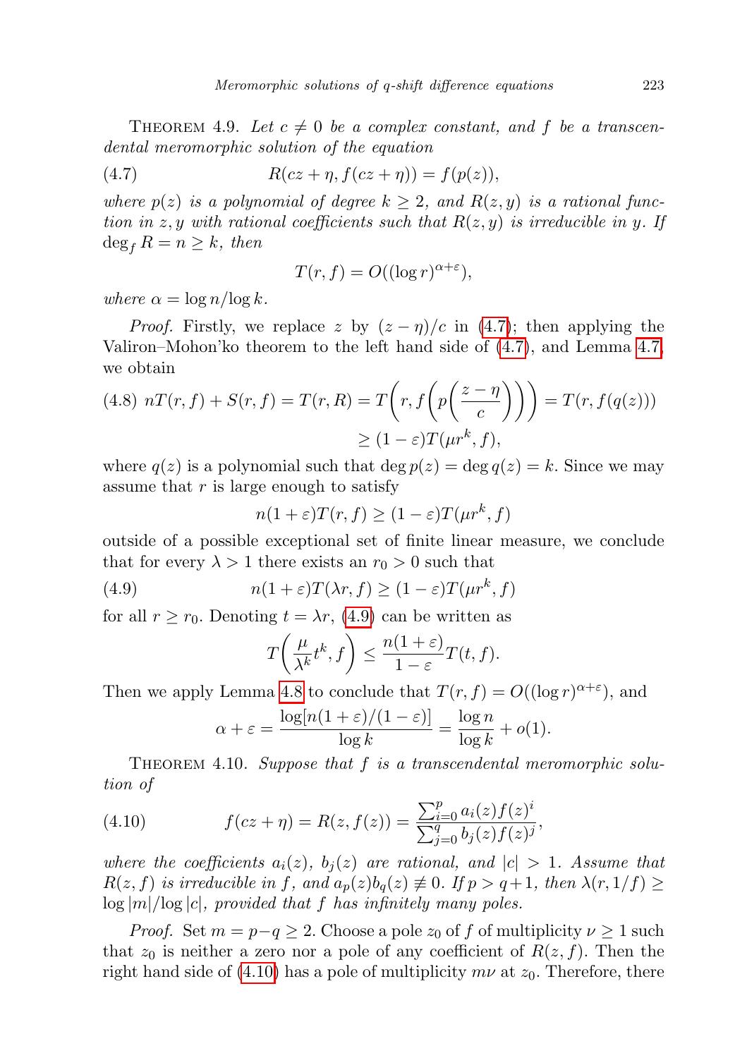Theorem 4.9. *Let $c \neq 0$ be a complex constant, and $f$ be a transcendental meromorphic solution of the equation*

$$R(cz+\eta, f(cz+\eta)) = f(p(z)), \tag{4.7}$$

*where $p(z)$ is a polynomial of degree $k \geq 2$, and $R(z,y)$ is a rational function in $z, y$ with rational coefficients such that $R(z,y)$ is irreducible in $y$. If $\deg_f R = n \geq k$, then*

$$T(r,f) = O((\log r)^{\alpha+\varepsilon}),$$

*where $\alpha = \log n / \log k$.*

*Proof.* Firstly, we replace $z$ by $(z-\eta)/c$ in (4.7); then applying the Valiron–Mohon'ko theorem to the left hand side of (4.7), and Lemma 4.7, we obtain

$$\begin{aligned} nT(r,f) + S(r,f) = T(r,R) = T\left(r, f\left(p\left(\frac{z-\eta}{c}\right)\right)\right) = T(r, f(q(z))) \\ \geq (1-\varepsilon)T(\mu r^k, f), \end{aligned} \tag{4.8}$$

where $q(z)$ is a polynomial such that $\deg p(z) = \deg q(z) = k$. Since we may assume that $r$ is large enough to satisfy

$$n(1+\varepsilon)T(r,f) \geq (1-\varepsilon)T(\mu r^k, f)$$

outside of a possible exceptional set of finite linear measure, we conclude that for every $\lambda > 1$ there exists an $r_0 > 0$ such that

$$n(1+\varepsilon)T(\lambda r, f) \geq (1-\varepsilon)T(\mu r^k, f) \tag{4.9}$$

for all $r \geq r_0$. Denoting $t = \lambda r$, (4.9) can be written as

$$T\left(\frac{\mu}{\lambda^k}t^k, f\right) \leq \frac{n(1+\varepsilon)}{1-\varepsilon}T(t,f).$$

Then we apply Lemma 4.8 to conclude that $T(r,f) = O((\log r)^{\alpha+\varepsilon})$, and

$$\alpha + \varepsilon = \frac{\log[n(1+\varepsilon)/(1-\varepsilon)]}{\log k} = \frac{\log n}{\log k} + o(1).$$

Theorem 4.10. *Suppose that $f$ is a transcendental meromorphic solution of*

$$f(cz+\eta) = R(z, f(z)) = \frac{\sum_{i=0}^{p} a_i(z) f(z)^i}{\sum_{j=0}^{q} b_j(z) f(z)^j}, \tag{4.10}$$

*where the coefficients $a_i(z)$, $b_j(z)$ are rational, and $|c| > 1$. Assume that $R(z,f)$ is irreducible in $f$, and $a_p(z)b_q(z) \not\equiv 0$. If $p > q+1$, then $\lambda(r, 1/f) \geq \log|m|/\log|c|$, provided that $f$ has infinitely many poles.*

*Proof.* Set $m = p - q \geq 2$. Choose a pole $z_0$ of $f$ of multiplicity $\nu \geq 1$ such that $z_0$ is neither a zero nor a pole of any coefficient of $R(z,f)$. Then the right hand side of (4.10) has a pole of multiplicity $m\nu$ at $z_0$. Therefore, there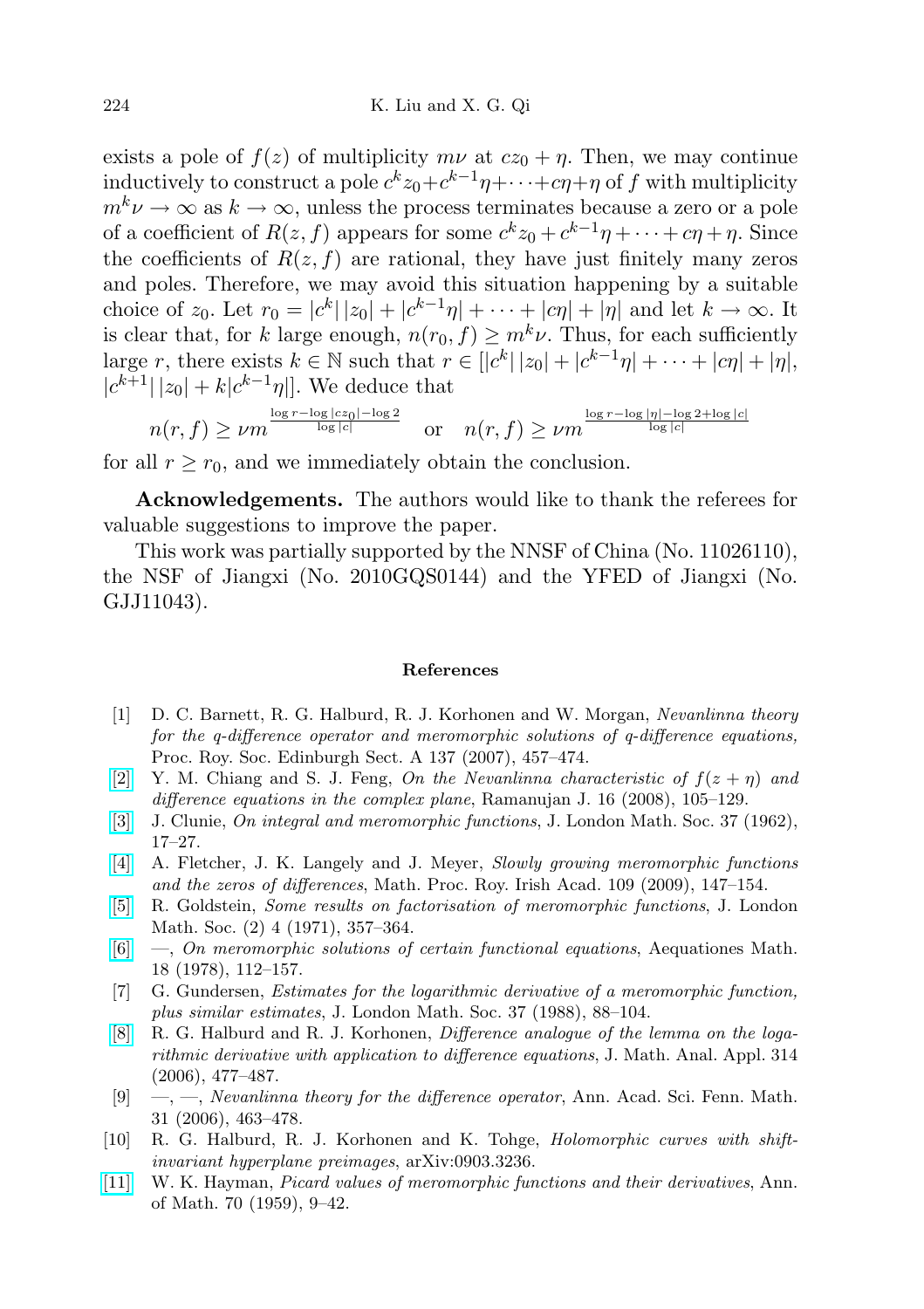exists a pole of $f(z)$ of multiplicity $m\nu$ at $cz_0+\eta$. Then, we may continue inductively to construct a pole $c^k z_0 + c^{k-1}\eta + \cdots + c\eta + \eta$ of $f$ with multiplicity $m^k\nu \to \infty$ as $k \to \infty$, unless the process terminates because a zero or a pole of a coefficient of $R(z,f)$ appears for some $c^k z_0 + c^{k-1}\eta + \cdots + c\eta + \eta$. Since the coefficients of $R(z,f)$ are rational, they have just finitely many zeros and poles. Therefore, we may avoid this situation happening by a suitable choice of $z_0$. Let $r_0 = |c^k|\,|z_0| + |c^{k-1}\eta| + \cdots + |c\eta| + |\eta|$ and let $k \to \infty$. It is clear that, for $k$ large enough, $n(r_0, f) \geq m^k\nu$. Thus, for each sufficiently large $r$, there exists $k \in \mathbb{N}$ such that $r \in [|c^k|\,|z_0| + |c^{k-1}\eta| + \cdots + |c\eta| + |\eta|, |c^{k+1}|\,|z_0| + k|c^{k-1}\eta|]$. We deduce that

$$n(r,f) \geq \nu m^{\frac{\log r - \log |cz_0| - \log 2}{\log |c|}} \quad \text{or} \quad n(r,f) \geq \nu m^{\frac{\log r - \log|\eta| - \log 2 + \log |c|}{\log |c|}}$$

for all $r \geq r_0$, and we immediately obtain the conclusion.

**Acknowledgements.** The authors would like to thank the referees for valuable suggestions to improve the paper.

This work was partially supported by the NNSF of China (No. 11026110), the NSF of Jiangxi (No. 2010GQS0144) and the YFED of Jiangxi (No. GJJ11043).

## References

[1] D. C. Barnett, R. G. Halburd, R. J. Korhonen and W. Morgan, *Nevanlinna theory for the q-difference operator and meromorphic solutions of q-difference equations,* Proc. Roy. Soc. Edinburgh Sect. A 137 (2007), 457–474.

[2] Y. M. Chiang and S. J. Feng, *On the Nevanlinna characteristic of $f(z+\eta)$ and difference equations in the complex plane*, Ramanujan J. 16 (2008), 105–129.

[3] J. Clunie, *On integral and meromorphic functions*, J. London Math. Soc. 37 (1962), 17–27.

[4] A. Fletcher, J. K. Langely and J. Meyer, *Slowly growing meromorphic functions and the zeros of differences*, Math. Proc. Roy. Irish Acad. 109 (2009), 147–154.

[5] R. Goldstein, *Some results on factorisation of meromorphic functions*, J. London Math. Soc. (2) 4 (1971), 357–364.

[6] —, *On meromorphic solutions of certain functional equations*, Aequationes Math. 18 (1978), 112–157.

[7] G. Gundersen, *Estimates for the logarithmic derivative of a meromorphic function, plus similar estimates*, J. London Math. Soc. 37 (1988), 88–104.

[8] R. G. Halburd and R. J. Korhonen, *Difference analogue of the lemma on the logarithmic derivative with application to difference equations*, J. Math. Anal. Appl. 314 (2006), 477–487.

[9] —, —, *Nevanlinna theory for the difference operator*, Ann. Acad. Sci. Fenn. Math. 31 (2006), 463–478.

[10] R. G. Halburd, R. J. Korhonen and K. Tohge, *Holomorphic curves with shift-invariant hyperplane preimages*, arXiv:0903.3236.

[11] W. K. Hayman, *Picard values of meromorphic functions and their derivatives*, Ann. of Math. 70 (1959), 9–42.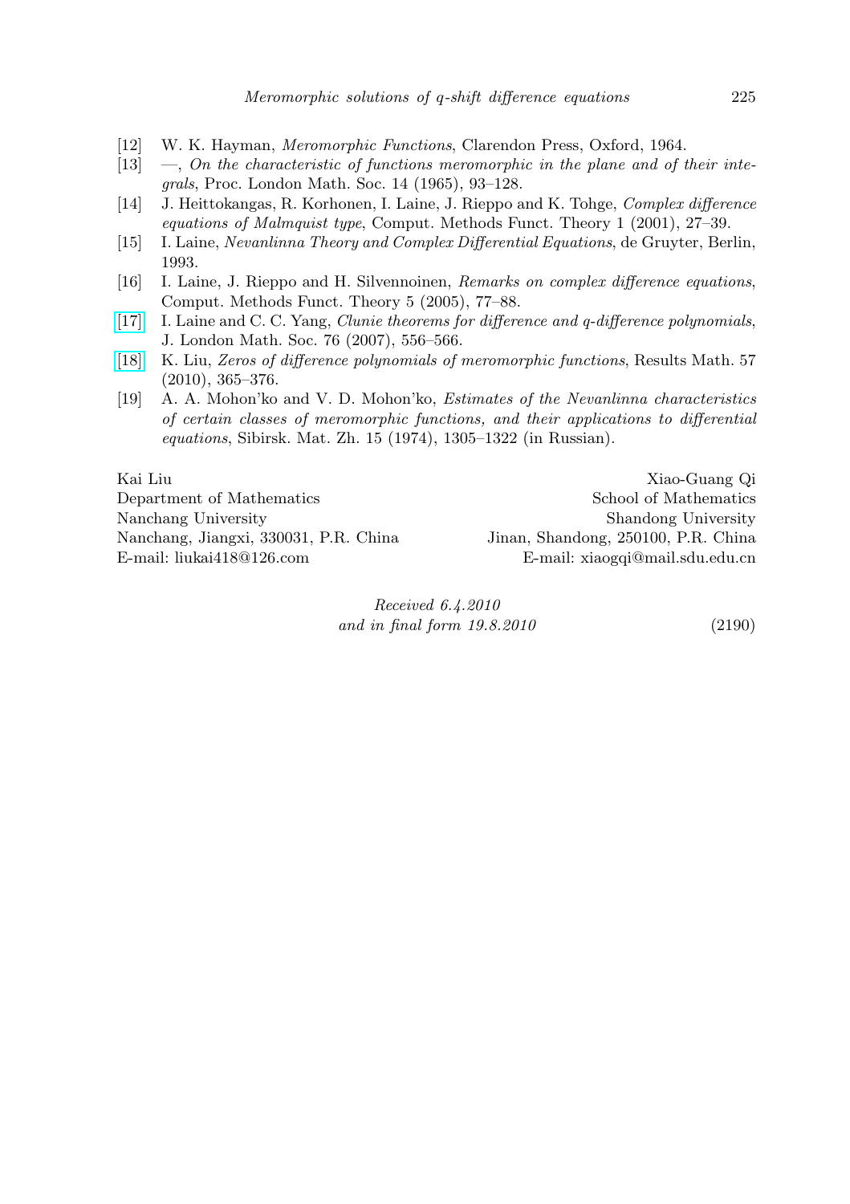[12] W. K. Hayman, *Meromorphic Functions*, Clarendon Press, Oxford, 1964.

[13] —, *On the characteristic of functions meromorphic in the plane and of their integrals*, Proc. London Math. Soc. 14 (1965), 93–128.

[14] J. Heittokangas, R. Korhonen, I. Laine, J. Rieppo and K. Tohge, *Complex difference equations of Malmquist type*, Comput. Methods Funct. Theory 1 (2001), 27–39.

[15] I. Laine, *Nevanlinna Theory and Complex Differential Equations*, de Gruyter, Berlin, 1993.

[16] I. Laine, J. Rieppo and H. Silvennoinen, *Remarks on complex difference equations*, Comput. Methods Funct. Theory 5 (2005), 77–88.

[17] I. Laine and C. C. Yang, *Clunie theorems for difference and q-difference polynomials*, J. London Math. Soc. 76 (2007), 556–566.

[18] K. Liu, *Zeros of difference polynomials of meromorphic functions*, Results Math. 57 (2010), 365–376.

[19] A. A. Mohon'ko and V. D. Mohon'ko, *Estimates of the Nevanlinna characteristics of certain classes of meromorphic functions, and their applications to differential equations*, Sibirsk. Mat. Zh. 15 (1974), 1305–1322 (in Russian).

Kai Liu
Department of Mathematics
Nanchang University
Nanchang, Jiangxi, 330031, P.R. China
E-mail: liukai418@126.com

Xiao-Guang Qi
School of Mathematics
Shandong University
Jinan, Shandong, 250100, P.R. China
E-mail: xiaogqi@mail.sdu.edu.cn

*Received 6.4.2010*
*and in final form 19.8.2010* (2190)